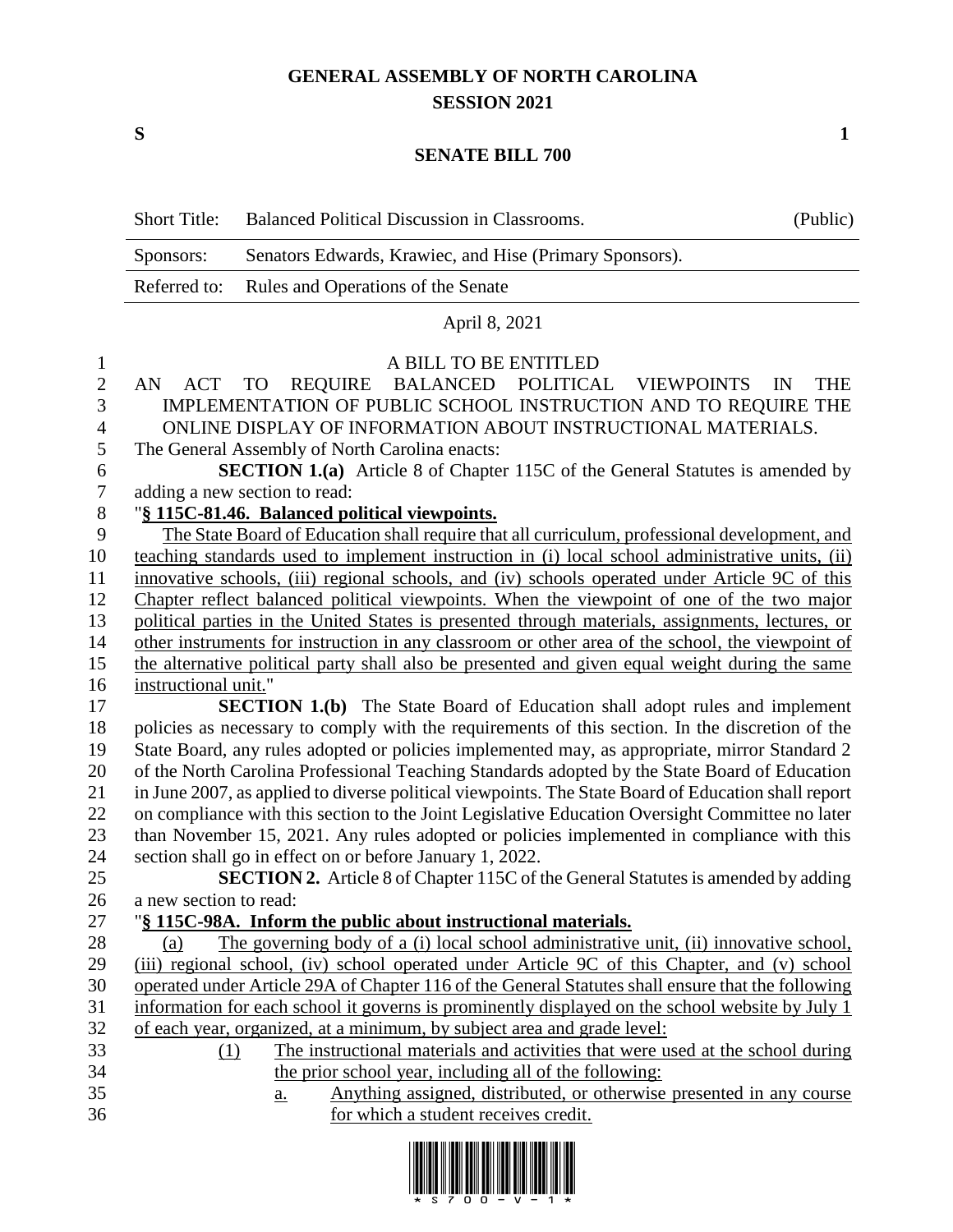# GENERAL ASSEMBLY OF NORTH CAROLINA
## SESSION 2021

**S** **1**

## SENATE BILL 700

| Short Title: | Balanced Political Discussion in Classrooms. | (Public) |
|---|---|---|
| Sponsors: | Senators Edwards, Krawiec, and Hise (Primary Sponsors). | |
| Referred to: | Rules and Operations of the Senate | |

April 8, 2021

A BILL TO BE ENTITLED

AN ACT TO REQUIRE BALANCED POLITICAL VIEWPOINTS IN THE IMPLEMENTATION OF PUBLIC SCHOOL INSTRUCTION AND TO REQUIRE THE ONLINE DISPLAY OF INFORMATION ABOUT INSTRUCTIONAL MATERIALS.

The General Assembly of North Carolina enacts:

**SECTION 1.(a)** Article 8 of Chapter 115C of the General Statutes is amended by adding a new section to read:

"**§ 115C-81.46. Balanced political viewpoints.**

The State Board of Education shall require that all curriculum, professional development, and teaching standards used to implement instruction in (i) local school administrative units, (ii) innovative schools, (iii) regional schools, and (iv) schools operated under Article 9C of this Chapter reflect balanced political viewpoints. When the viewpoint of one of the two major political parties in the United States is presented through materials, assignments, lectures, or other instruments for instruction in any classroom or other area of the school, the viewpoint of the alternative political party shall also be presented and given equal weight during the same instructional unit."

**SECTION 1.(b)** The State Board of Education shall adopt rules and implement policies as necessary to comply with the requirements of this section. In the discretion of the State Board, any rules adopted or policies implemented may, as appropriate, mirror Standard 2 of the North Carolina Professional Teaching Standards adopted by the State Board of Education in June 2007, as applied to diverse political viewpoints. The State Board of Education shall report on compliance with this section to the Joint Legislative Education Oversight Committee no later than November 15, 2021. Any rules adopted or policies implemented in compliance with this section shall go in effect on or before January 1, 2022.

**SECTION 2.** Article 8 of Chapter 115C of the General Statutes is amended by adding a new section to read:

"**§ 115C-98A. Inform the public about instructional materials.**

(a) The governing body of a (i) local school administrative unit, (ii) innovative school, (iii) regional school, (iv) school operated under Article 9C of this Chapter, and (v) school operated under Article 29A of Chapter 116 of the General Statutes shall ensure that the following information for each school it governs is prominently displayed on the school website by July 1 of each year, organized, at a minimum, by subject area and grade level:

(1) The instructional materials and activities that were used at the school during the prior school year, including all of the following:

a. Anything assigned, distributed, or otherwise presented in any course for which a student receives credit.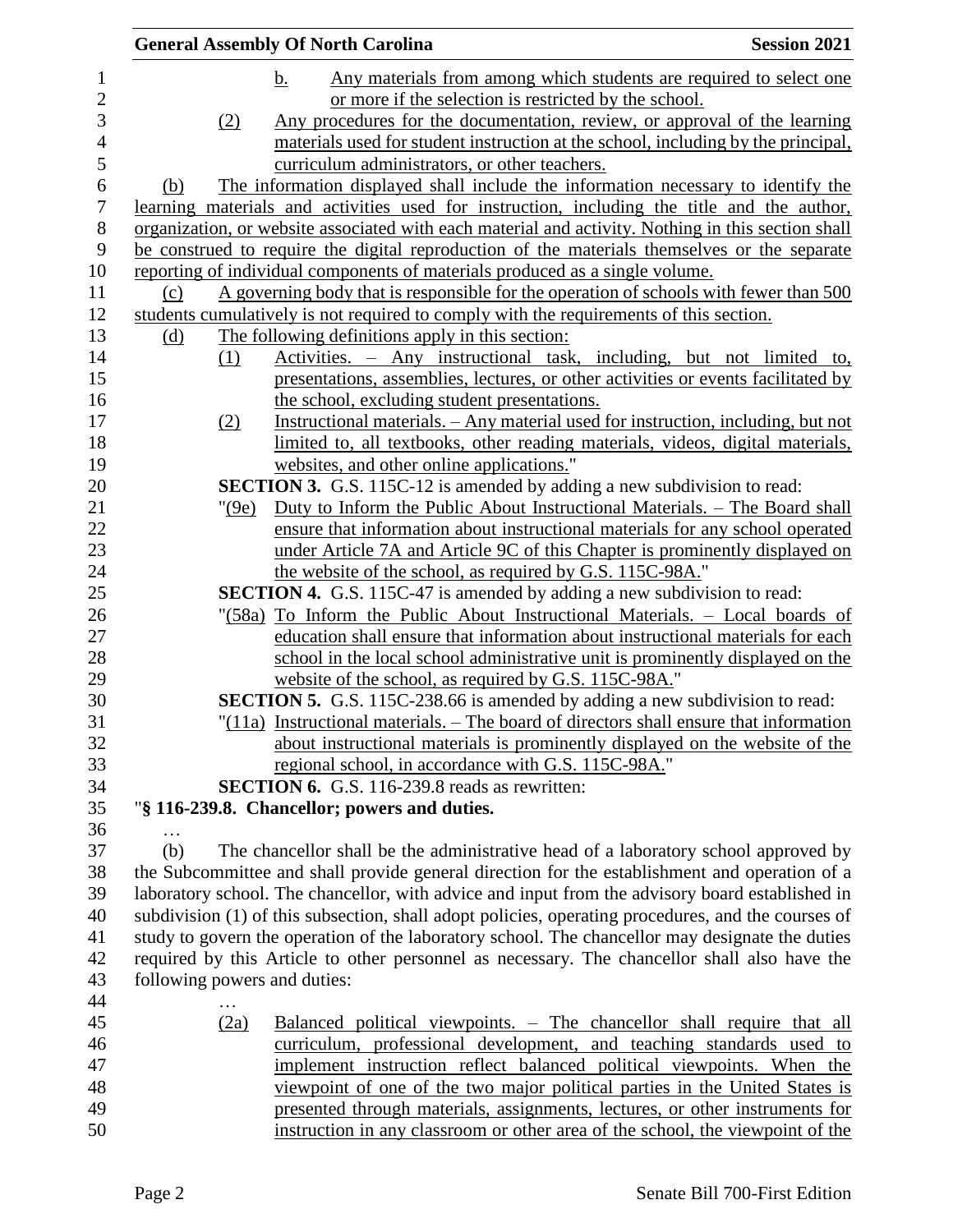b. Any materials from among which students are required to select one or more if the selection is restricted by the school.

(2) Any procedures for the documentation, review, or approval of the learning materials used for student instruction at the school, including by the principal, curriculum administrators, or other teachers.

(b) The information displayed shall include the information necessary to identify the learning materials and activities used for instruction, including the title and the author, organization, or website associated with each material and activity. Nothing in this section shall be construed to require the digital reproduction of the materials themselves or the separate reporting of individual components of materials produced as a single volume.

(c) A governing body that is responsible for the operation of schools with fewer than 500 students cumulatively is not required to comply with the requirements of this section.

(d) The following definitions apply in this section:

(1) Activities. – Any instructional task, including, but not limited to, presentations, assemblies, lectures, or other activities or events facilitated by the school, excluding student presentations.

(2) Instructional materials. – Any material used for instruction, including, but not limited to, all textbooks, other reading materials, videos, digital materials, websites, and other online applications."

**SECTION 3.** G.S. 115C-12 is amended by adding a new subdivision to read:

"(9e) Duty to Inform the Public About Instructional Materials. – The Board shall ensure that information about instructional materials for any school operated under Article 7A and Article 9C of this Chapter is prominently displayed on the website of the school, as required by G.S. 115C-98A."

**SECTION 4.** G.S. 115C-47 is amended by adding a new subdivision to read:

"(58a) To Inform the Public About Instructional Materials. – Local boards of education shall ensure that information about instructional materials for each school in the local school administrative unit is prominently displayed on the website of the school, as required by G.S. 115C-98A."

**SECTION 5.** G.S. 115C-238.66 is amended by adding a new subdivision to read:

"(11a) Instructional materials. – The board of directors shall ensure that information about instructional materials is prominently displayed on the website of the regional school, in accordance with G.S. 115C-98A."

**SECTION 6.** G.S. 116-239.8 reads as rewritten:

"**§ 116-239.8. Chancellor; powers and duties.**

…

(b) The chancellor shall be the administrative head of a laboratory school approved by the Subcommittee and shall provide general direction for the establishment and operation of a laboratory school. The chancellor, with advice and input from the advisory board established in subdivision (1) of this subsection, shall adopt policies, operating procedures, and the courses of study to govern the operation of the laboratory school. The chancellor may designate the duties required by this Article to other personnel as necessary. The chancellor shall also have the following powers and duties:

…

(2a) Balanced political viewpoints. – The chancellor shall require that all curriculum, professional development, and teaching standards used to implement instruction reflect balanced political viewpoints. When the viewpoint of one of the two major political parties in the United States is presented through materials, assignments, lectures, or other instruments for instruction in any classroom or other area of the school, the viewpoint of the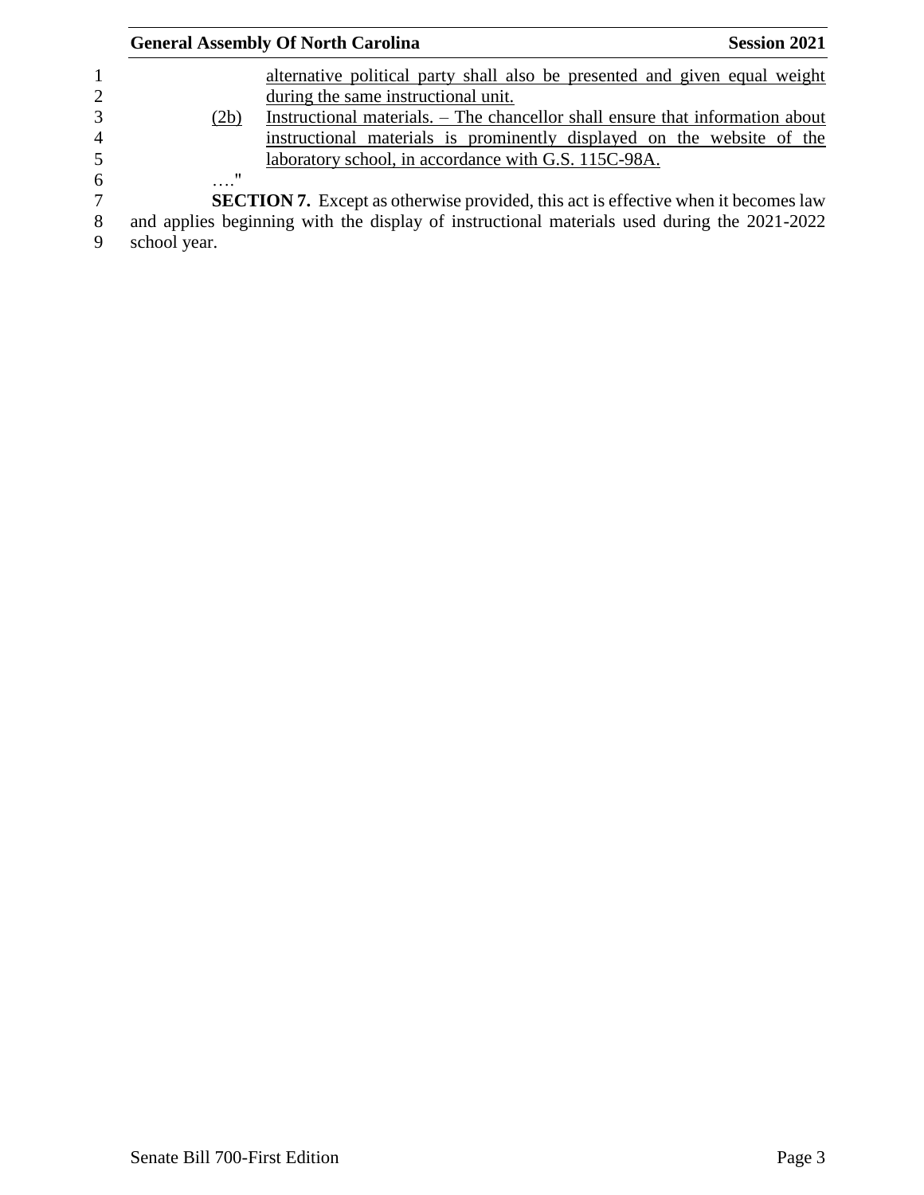alternative political party shall also be presented and given equal weight during the same instructional unit.

(2b) Instructional materials. – The chancellor shall ensure that information about instructional materials is prominently displayed on the website of the laboratory school, in accordance with G.S. 115C-98A.

…."

**SECTION 7.** Except as otherwise provided, this act is effective when it becomes law and applies beginning with the display of instructional materials used during the 2021-2022 school year.